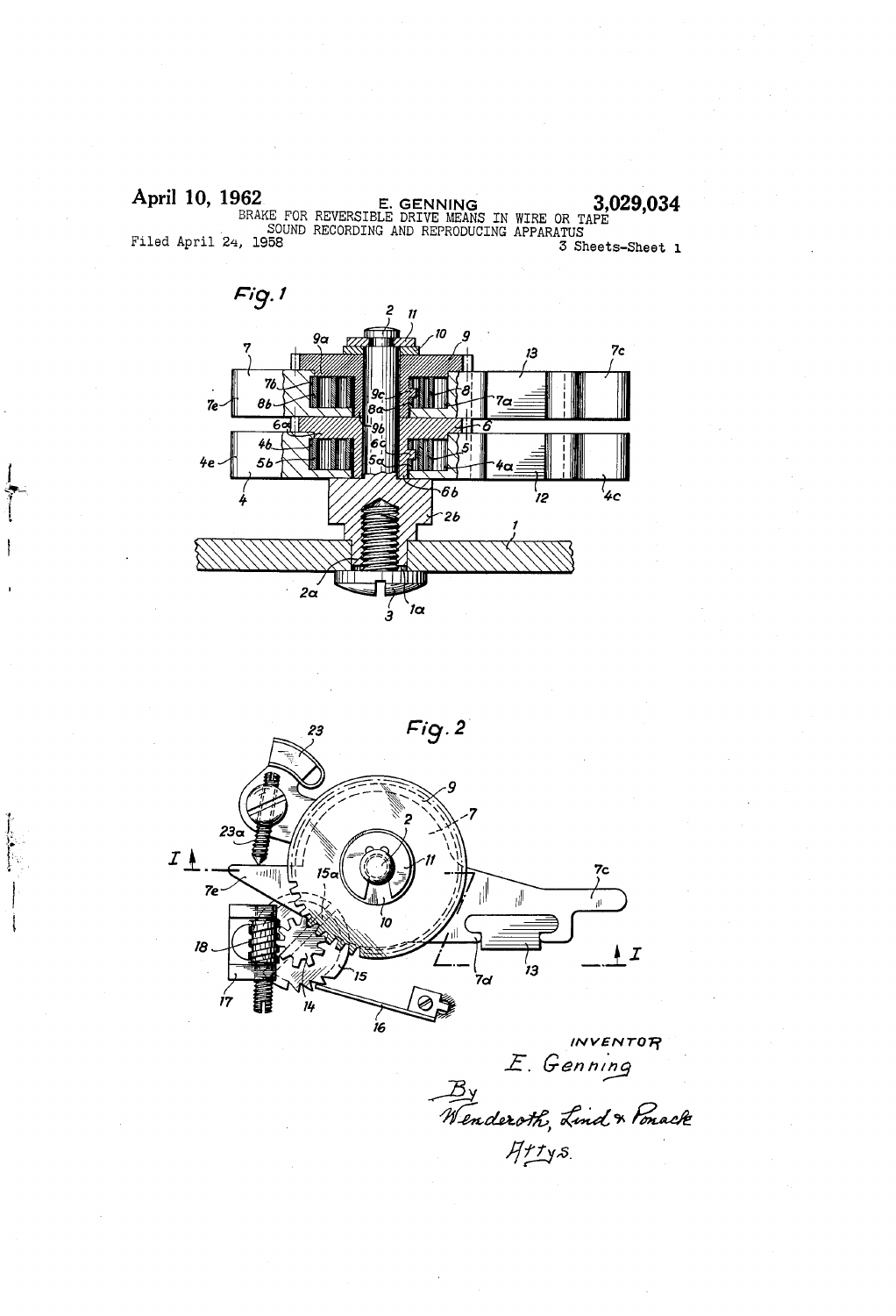April 10, 1962 E. GENNING 3,029,034

BRAKE FOR REVERSIBLE DRIVE MEANS IN WIRE OR TAPE SOUND RECORDING AND REPRODUCING APPARATUS

Filed April 24, 1958 3 Sheets-Sheet 1

Fig. 1

Fig. 2

INVENTOR
E. Genning

By
Wenderoth, Lind & Ponack
Attys.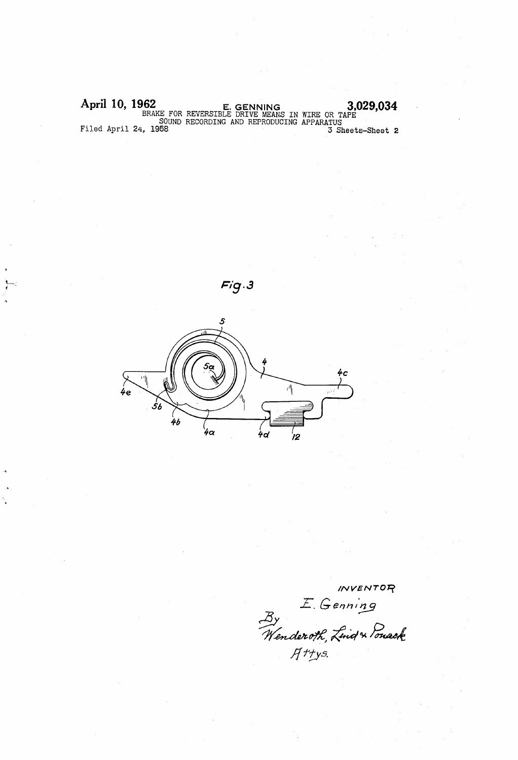April 10, 1962 E. GENNING 3,029,034

BRAKE FOR REVERSIBLE DRIVE MEANS IN WIRE OR TAPE SOUND RECORDING AND REPRODUCING APPARATUS

Filed April 24, 1958 3 Sheets-Sheet 2

Fig. 3

INVENTOR

E. Genning

By Wenderoth, Lind & Ponack

Attys.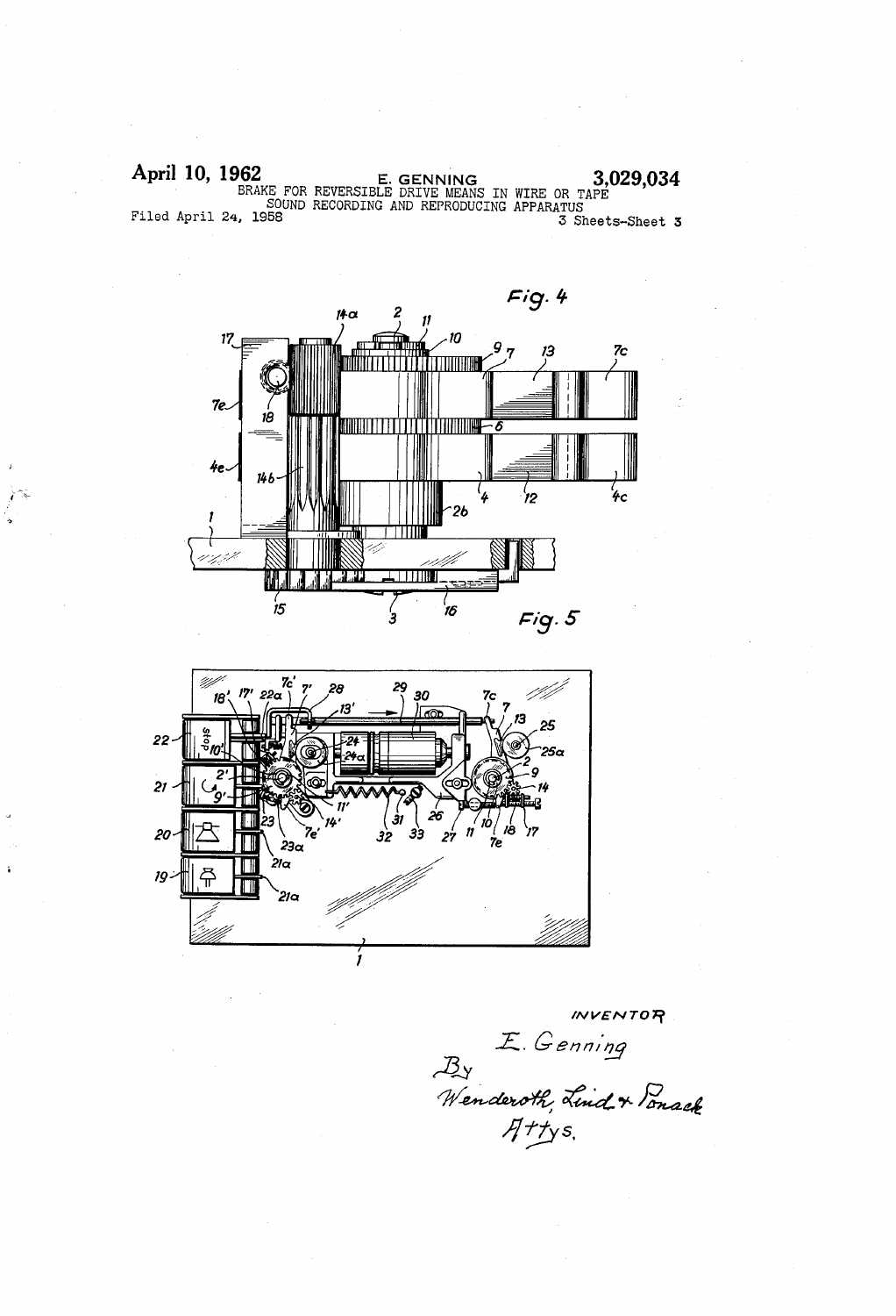April 10, 1962 E. GENNING 3,029,034

BRAKE FOR REVERSIBLE DRIVE MEANS IN WIRE OR TAPE SOUND RECORDING AND REPRODUCING APPARATUS

Filed April 24, 1958

3 Sheets-Sheet 3

Fig. 4

Fig. 5

INVENTOR

E. Genning

By

Wenderoth, Lind & Ponack

Attys.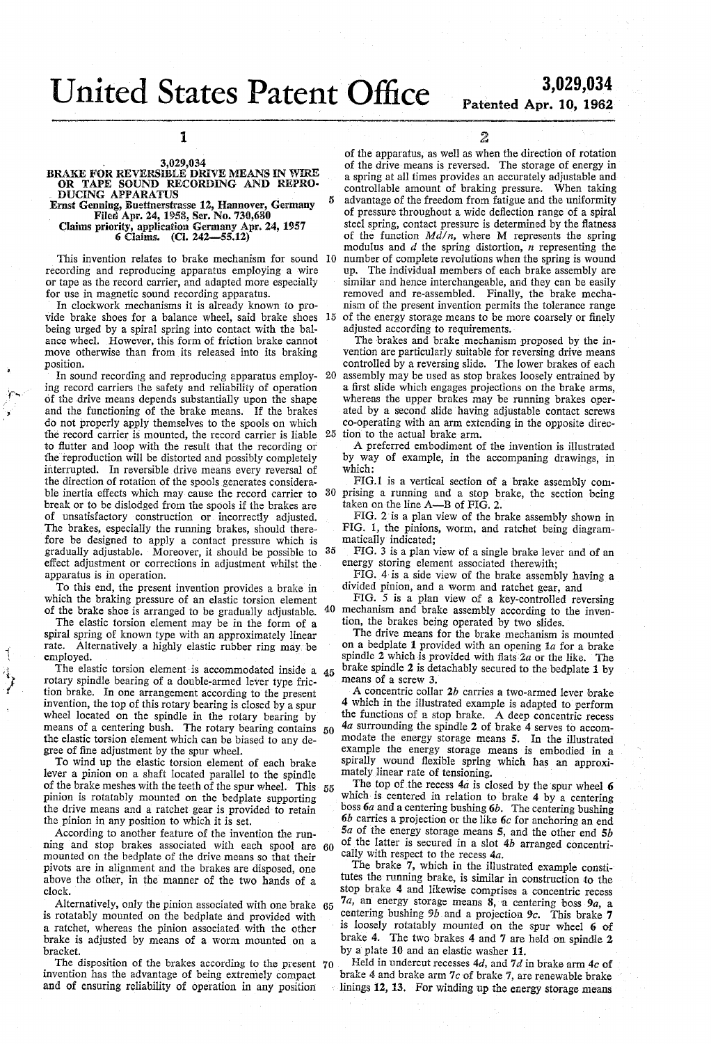# United States Patent Office

**3,029,034**

**Patented Apr. 10, 1962**

## 3,029,034

### BRAKE FOR REVERSIBLE DRIVE MEANS IN WIRE OR TAPE SOUND RECORDING AND REPRODUCING APPARATUS

Ernst Genning, Buettnerstrasse 12, Hannover, Germany
Filed Apr. 24, 1958, Ser. No. 730,680
Claims priority, application Germany Apr. 24, 1957
6 Claims. (Cl. 242—55.12)

This invention relates to brake mechanism for sound recording and reproducing apparatus employing a wire or tape as the record carrier, and adapted more especially for use in magnetic sound recording apparatus.

In clockwork mechanisms it is already known to provide brake shoes for a balance wheel, said brake shoes being urged by a spiral spring into contact with the balance wheel. However, this form of friction brake cannot move otherwise than from its released into its braking position.

In sound recording and reproducing apparatus employing record carriers the safety and reliability of operation of the drive means depends substantially upon the shape and the functioning of the brake means. If the brakes do not properly apply themselves to the spools on which the record carrier is mounted, the record carrier is liable to flutter and loop with the result that the recording or the reproduction will be distorted and possibly completely interrupted. In reversible drive means every reversal of the direction of rotation of the spools generates considerable inertia effects which may cause the record carrier to break or to be dislodged from the spools if the brakes are of unsatisfactory construction or incorrectly adjusted. The brakes, especially the running brakes, should therefore be designed to apply a contact pressure which is gradually adjustable. Moreover, it should be possible to effect adjustment or corrections in adjustment whilst the apparatus is in operation.

To this end, the present invention provides a brake in which the braking pressure of an elastic torsion element of the brake shoe is arranged to be gradually adjustable.

The elastic torsion element may be in the form of a spiral spring of known type with an approximately linear rate. Alternatively a highly elastic rubber ring may be employed.

The elastic torsion element is accommodated inside a rotary spindle bearing of a double-armed lever type friction brake. In one arrangement according to the present invention, the top of this rotary bearing is closed by a spur wheel located on the spindle in the rotary bearing by means of a centering bush. The rotary bearing contains the elastic torsion element which can be biased to any degree of fine adjustment by the spur wheel.

To wind up the elastic torsion element of each brake lever a pinion on a shaft located parallel to the spindle of the brake meshes with the teeth of the spur wheel. This pinion is rotatably mounted on the bedplate supporting the drive means and a ratchet gear is provided to retain the pinion in any position to which it is set.

According to another feature of the invention the running and stop brakes associated with each spool are mounted on the bedplate of the drive means so that their pivots are in alignment and the brakes are disposed, one above the other, in the manner of the two hands of a clock.

Alternatively, only the pinion associated with one brake is rotatably mounted on the bedplate and provided with a ratchet, whereas the pinion associated with the other brake is adjusted by means of a worm mounted on a bracket.

The disposition of the brakes according to the present invention has the advantage of being extremely compact and of ensuring reliability of operation in any position of the apparatus, as well as when the direction of rotation of the drive means is reversed. The storage of energy in a spring at all times provides an accurately adjustable and controllable amount of braking pressure. When taking advantage of the freedom from fatigue and the uniformity of pressure throughout a wide deflection range of a spiral steel spring, contact pressure is determined by the flatness of the function $Md/n$, where M represents the spring modulus and $d$ the spring distortion, $n$ representing the number of complete revolutions when the spring is wound up. The individual members of each brake assembly are similar and hence interchangeable, and they can be easily removed and re-assembled. Finally, the brake mechanism of the present invention permits the tolerance range of the energy storage means to be more coarsely or finely adjusted according to requirements.

The brakes and brake mechanism proposed by the invention are particularly suitable for reversing drive means controlled by a reversing slide. The lower brakes of each assembly may be used as stop brakes loosely entrained by a first slide which engages projections on the brake arms, whereas the upper brakes may be running brakes operated by a second slide having adjustable contact screws co-operating with an arm extending in the opposite direction to the actual brake arm.

A preferred embodiment of the invention is illustrated by way of example, in the accompaning drawings, in which:

FIG. 1 is a vertical section of a brake assembly comprising a running and a stop brake, the section being taken on the line A—B of FIG. 2.

FIG. 2 is a plan view of the brake assembly shown in FIG. 1, the pinions, worm, and ratchet being diagrammatically indicated;

FIG. 3 is a plan view of a single brake lever and of an energy storing element associated therewith;

FIG. 4 is a side view of the brake assembly having a divided pinion, and a worm and ratchet gear, and

FIG. 5 is a plan view of a key-controlled reversing mechanism and brake assembly according to the invention, the brakes being operated by two slides.

The drive means for the brake mechanism is mounted on a bedplate 1 provided with an opening 1*a* for a brake spindle 2 which is provided with flats 2*a* or the like. The brake spindle 2 is detachably secured to the bedplate 1 by means of a screw 3.

A concentric collar 2*b* carries a two-armed lever brake 4 which in the illustrated example is adapted to perform the functions of a stop brake. A deep concentric recess 4*a* surrounding the spindle 2 of brake 4 serves to accommodate the energy storage means 5. In the illustrated example the energy storage means is embodied in a spirally wound flexible spring which has an approximately linear rate of tensioning.

The top of the recess 4*a* is closed by the spur wheel 6 which is centered in relation to brake 4 by a centering boss 6*a* and a centering bushing 6*b*. The centering bushing 6*b* carries a projection or the like 6*c* for anchoring an end 5*a* of the energy storage means 5, and the other end 5*b* of the latter is secured in a slot 4*b* arranged concentrically with respect to the recess 4*a*.

The brake 7, which in the illustrated example constitutes the running brake, is similar in construction to the stop brake 4 and likewise comprises a concentric recess 7*a*, an energy storage means 8, a centering boss 9*a*, a centering bushing 9*b* and a projection 9*c*. This brake 7 is loosely rotatably mounted on the spur wheel 6 of brake 4. The two brakes 4 and 7 are held on spindle 2 by a plate 10 and an elastic washer 11.

Held in undercut recesses 4*d*, and 7*d* in brake arm 4*c* of brake 4 and brake arm 7*c* of brake 7, are renewable brake linings 12, 13. For winding up the energy storage means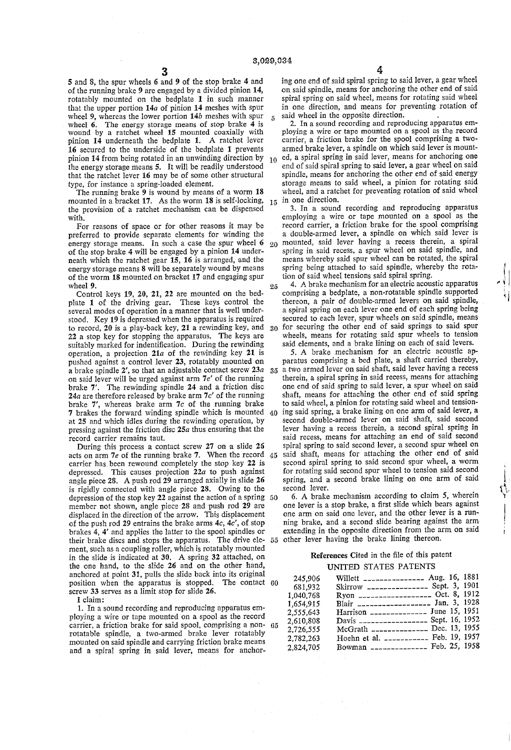5 and 8, the spur wheels 6 and 9 of the stop brake 4 and of the running brake 9 are engaged by a divided pinion 14, rotatably mounted on the bedplate 1 in such manner that the upper portion 14a of pinion 14 meshes with spur wheel 9, whereas the lower portion 14b meshes with spur wheel 6. The energy storage means of stop brake 4 is wound by a ratchet wheel 15 mounted coaxially with pinion 14 underneath the bedplate 1. A ratchet lever 16 secured to the underside of the bedplate 1 prevents pinion 14 from being rotated in an unwinding direction by the energy storage means 5. It will be readily understood that the ratchet lever 16 may be of some other structural type, for instance a spring-loaded element.

The running brake 9 is wound by means of a worm 18 mounted in a bracket 17. As the worm 18 is self-locking, the provision of a ratchet mechanism can be dispensed with.

For reasons of space or for other reasons it may be preferred to provide separate elements for winding the energy storage means. In such a case the spur wheel 6 of the stop brake 4 will be engaged by a pinion 14 underneath which the ratchet gear 15, 16 is arranged, and the energy storage means 8 will be separately wound by means of the worm 18 mounted on bracket 17 and engaging spur wheel 9.

Control keys 19, 20, 21, 22 are mounted on the bedplate 1 of the driving gear. These keys control the several modes of operation in a manner that is well understood. Key 19 is depressed when the apparatus is required to record, 20 is a play-back key, 21 a rewinding key, and 22 a stop key for stopping the apparatus. The keys are suitably marked for indentification. During the rewinding operation, a projection 21a of the rewinding key 21 is pushed against a control lever 23, rotatably mounted on a brake spindle 2', so that an adjustable contact screw 23a on said lever will be urged against arm 7e' of the running brake 7'. The rewinding spindle 24 and a friction disc 24a are therefore released by brake arm 7c' of the running brake 7', whereas brake arm 7c of the running brake 7 brakes the forward winding spindle which is mounted at 25 and which idles during the rewinding operation, by pressing against the friction disc 25a thus ensuring that the record carrier remains taut.

During this process a contact screw 27 on a slide 26 acts on arm 7e of the running brake 7. When the record carrier has been rewound completely the stop key 22 is depressed. This causes projection 22a to push against angle piece 28. A push rod 29 arranged axially in slide 26 is rigidly connected with angle piece 28. Owing to the depression of the stop key 22 against the action of a spring member not shown, angle piece 28 and push rod 29 are displaced in the direction of the arrow. This displacement of the push rod 29 entrains the brake arms 4c, 4c', of stop brakes 4, 4' and applies the latter to the spool spindles or their brake discs and stops the apparatus. The drive element, such as a coupling roller, which is rotatably mounted in the slide is indicated at 30. A spring 32 attached, on the one hand, to the slide 26 and on the other hand, anchored at point 31, pulls the slide back into its original position when the apparatus is stopped. The contact screw 33 serves as a limit stop for slide 26.

I claim:

1. In a sound recording and reproducing apparatus employing a wire or tape mounted on a spool as the record carrier, a friction brake for said spool, comprising a non-rotatable spindle, a two-armed brake lever rotatably mounted on said spindle and carrying friction brake means and a spiral spring in said lever, means for anchoring one end of said spiral spring to said lever, a gear wheel on said spindle, means for anchoring the other end of said spiral spring on said wheel, means for rotating said wheel in one direction, and means for preventing rotation of said wheel in the opposite direction.

2. In a sound recording and reproducing apparatus employing a wire or tape mounted on a spool as the record carrier, a friction brake for the spool comprising a two-armed brake lever, a spindle on which said lever is mounted, a spiral spring in said lever, means for anchoring one end of said spiral spring to said lever, a gear wheel on said spindle, means for anchoring the other end of said energy storage means to said wheel, a pinion for rotating said wheel, and a ratchet for preventing rotation of said wheel in one direction.

3. In a sound recording and reproducing apparatus employing a wire or tape mounted on a spool as the record carrier, a friction brake for the spool comprising a double-armed lever, a spindle on which said lever is mounted, said lever having a recess therein, a spiral spring in said recess, a spur wheel on said spindle, and means whereby said spur wheel can be rotated, the spiral spring being attached to said spindle, whereby the rotation of said wheel tensions said spiral spring.

4. A brake mechanism for an electric acoustic apparatus comprising a bedplate, a non-rotatable spindle supported thereon, a pair of double-armed levers on said spindle, a spiral spring on each lever one end of each spring being secured to each lever, spur wheels on said spindle, means for securing the other end of said springs to said spur wheels, means for rotating said spur wheels to tension said elements, and a brake lining on each of said levers.

5. A brake mechanism for an electric acoustic apparatus comprising a bed plate, a shaft carried thereby, a two armed lever on said shaft, said lever having a recess therein, a spiral spring in said recess, means for attaching one end of said spring to said lever, a spur wheel on said shaft, means for attaching the other end of said spring to said wheel, a pinion for rotating said wheel and tensioning said spring, a brake lining on one arm of said lever, a second double-armed lever on said shaft, said second lever having a recess therein, a second spiral spring in said recess, means for attaching an end of said second spiral spring to said second lever, a second spur wheel on said shaft, means for attaching the other end of said second spiral spring to said second spur wheel, a worm for rotating said second spur wheel to tension said second spring, and a second brake lining on one arm of said second lever.

6. A brake mechanism according to claim 5, wherein one lever is a stop brake, a first slide which bears against one arm on said one lever, and the other lever is a running brake, and a second slide bearing against the arm extending in the opposite direction from the arm on said other lever having the brake lining thereon.

## References Cited in the file of this patent

### UNITED STATES PATENTS

| | | |
|---|---|---|
| 245,906 | Willett | Aug. 16, 1881 |
| 681,932 | Skirrow | Sept. 3, 1901 |
| 1,040,768 | Ryon | Oct. 8, 1912 |
| 1,654,915 | Blair | Jan. 3, 1928 |
| 2,555,643 | Harrison | June 15, 1951 |
| 2,610,808 | Davis | Sept. 16, 1952 |
| 2,726,555 | McGrath | Dec. 13, 1955 |
| 2,782,263 | Hoehn et al. | Feb. 19, 1957 |
| 2,824,705 | Bowman | Feb. 25, 1958 |